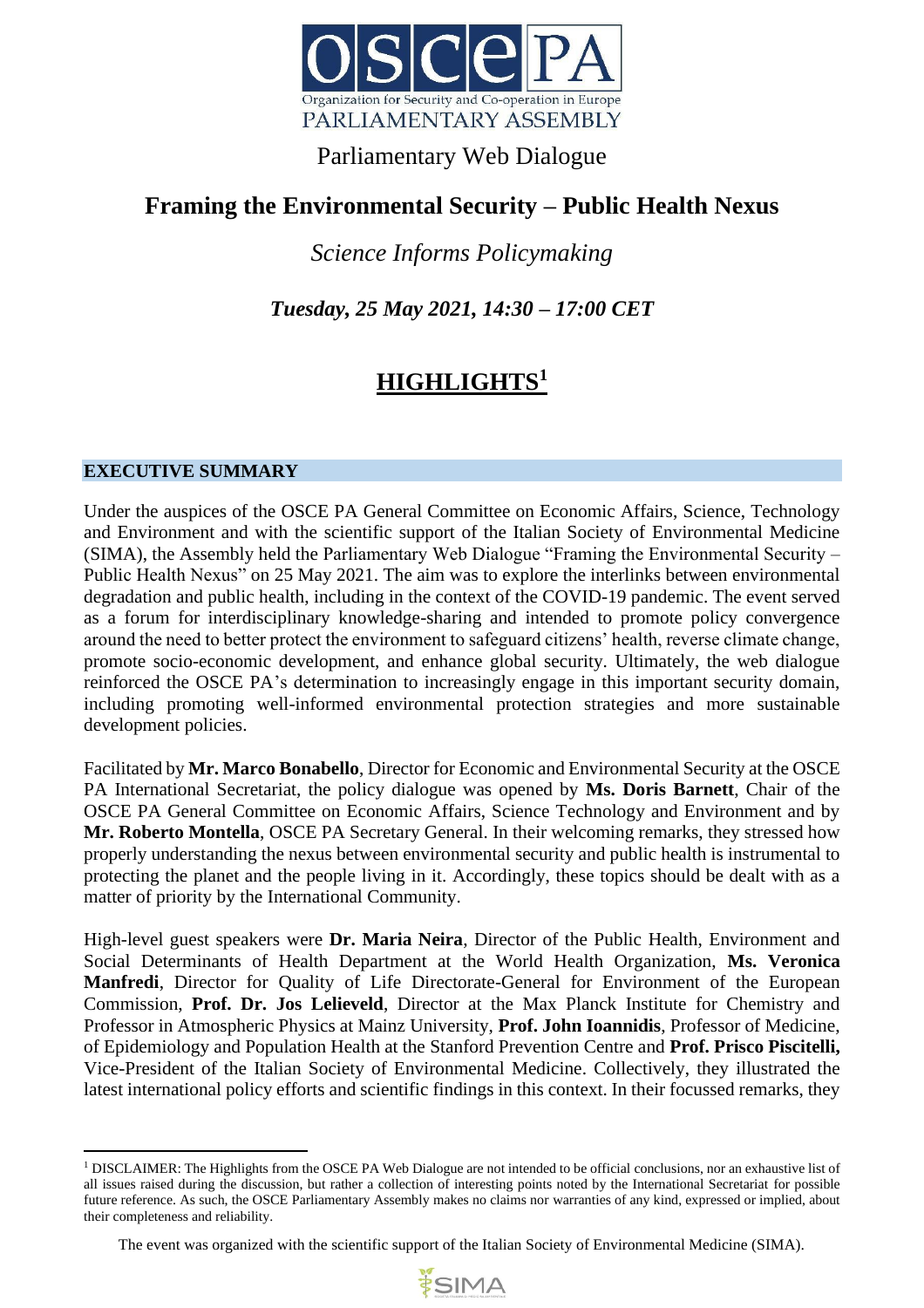# Parliamentary Web Dialogue

## Framing the Environmental Security – Public Health Nexus

*Science Informs Policymaking*

***Tuesday, 25 May 2021, 14:30 – 17:00 CET***

## HIGHLIGHTS[1]

### EXECUTIVE SUMMARY

Under the auspices of the OSCE PA General Committee on Economic Affairs, Science, Technology and Environment and with the scientific support of the Italian Society of Environmental Medicine (SIMA), the Assembly held the Parliamentary Web Dialogue "Framing the Environmental Security – Public Health Nexus" on 25 May 2021. The aim was to explore the interlinks between environmental degradation and public health, including in the context of the COVID-19 pandemic. The event served as a forum for interdisciplinary knowledge-sharing and intended to promote policy convergence around the need to better protect the environment to safeguard citizens' health, reverse climate change, promote socio-economic development, and enhance global security. Ultimately, the web dialogue reinforced the OSCE PA's determination to increasingly engage in this important security domain, including promoting well-informed environmental protection strategies and more sustainable development policies.

Facilitated by **Mr. Marco Bonabello**, Director for Economic and Environmental Security at the OSCE PA International Secretariat, the policy dialogue was opened by **Ms. Doris Barnett**, Chair of the OSCE PA General Committee on Economic Affairs, Science Technology and Environment and by **Mr. Roberto Montella**, OSCE PA Secretary General. In their welcoming remarks, they stressed how properly understanding the nexus between environmental security and public health is instrumental to protecting the planet and the people living in it. Accordingly, these topics should be dealt with as a matter of priority by the International Community.

High-level guest speakers were **Dr. Maria Neira**, Director of the Public Health, Environment and Social Determinants of Health Department at the World Health Organization, **Ms. Veronica Manfredi**, Director for Quality of Life Directorate-General for Environment of the European Commission, **Prof. Dr. Jos Lelieveld**, Director at the Max Planck Institute for Chemistry and Professor in Atmospheric Physics at Mainz University, **Prof. John Ioannidis**, Professor of Medicine, of Epidemiology and Population Health at the Stanford Prevention Centre and **Prof. Prisco Piscitelli,** Vice-President of the Italian Society of Environmental Medicine. Collectively, they illustrated the latest international policy efforts and scientific findings in this context. In their focussed remarks, they

---

[1] DISCLAIMER: The Highlights from the OSCE PA Web Dialogue are not intended to be official conclusions, nor an exhaustive list of all issues raised during the discussion, but rather a collection of interesting points noted by the International Secretariat for possible future reference. As such, the OSCE Parliamentary Assembly makes no claims nor warranties of any kind, expressed or implied, about their completeness and reliability.

The event was organized with the scientific support of the Italian Society of Environmental Medicine (SIMA).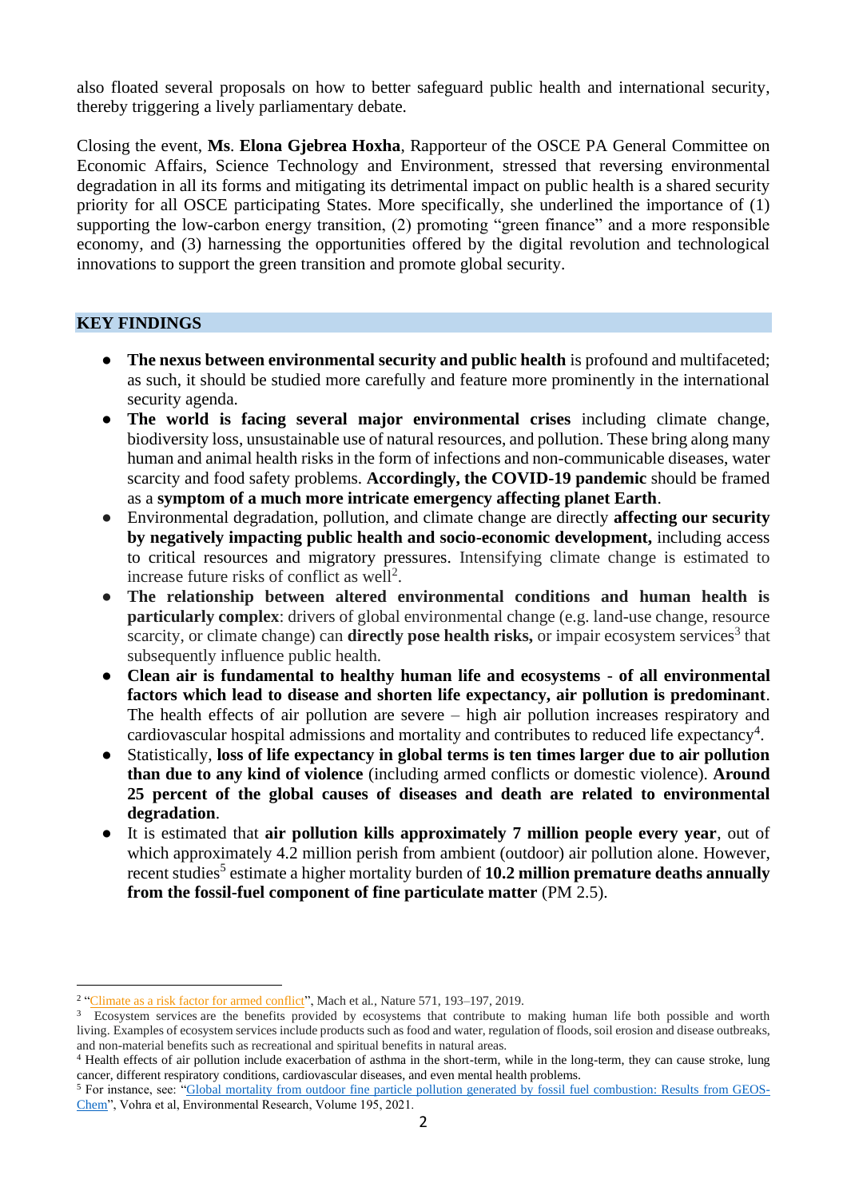also floated several proposals on how to better safeguard public health and international security, thereby triggering a lively parliamentary debate.

Closing the event, **Ms**. **Elona Gjebrea Hoxha**, Rapporteur of the OSCE PA General Committee on Economic Affairs, Science Technology and Environment, stressed that reversing environmental degradation in all its forms and mitigating its detrimental impact on public health is a shared security priority for all OSCE participating States. More specifically, she underlined the importance of (1) supporting the low-carbon energy transition, (2) promoting "green finance" and a more responsible economy, and (3) harnessing the opportunities offered by the digital revolution and technological innovations to support the green transition and promote global security.

## KEY FINDINGS

- **The nexus between environmental security and public health** is profound and multifaceted; as such, it should be studied more carefully and feature more prominently in the international security agenda.
- **The world is facing several major environmental crises** including climate change, biodiversity loss, unsustainable use of natural resources, and pollution. These bring along many human and animal health risks in the form of infections and non-communicable diseases, water scarcity and food safety problems. **Accordingly, the COVID-19 pandemic** should be framed as a **symptom of a much more intricate emergency affecting planet Earth**.
- Environmental degradation, pollution, and climate change are directly **affecting our security by negatively impacting public health and socio-economic development,** including access to critical resources and migratory pressures. Intensifying climate change is estimated to increase future risks of conflict as well[2].
- **The relationship between altered environmental conditions and human health is particularly complex**: drivers of global environmental change (e.g. land-use change, resource scarcity, or climate change) can **directly pose health risks,** or impair ecosystem services[3] that subsequently influence public health.
- **Clean air is fundamental to healthy human life and ecosystems - of all environmental factors which lead to disease and shorten life expectancy, air pollution is predominant**. The health effects of air pollution are severe – high air pollution increases respiratory and cardiovascular hospital admissions and mortality and contributes to reduced life expectancy[4].
- Statistically, **loss of life expectancy in global terms is ten times larger due to air pollution than due to any kind of violence** (including armed conflicts or domestic violence). **Around 25 percent of the global causes of diseases and death are related to environmental degradation**.
- It is estimated that **air pollution kills approximately 7 million people every year**, out of which approximately 4.2 million perish from ambient (outdoor) air pollution alone. However, recent studies[5] estimate a higher mortality burden of **10.2 million premature deaths annually from the fossil-fuel component of fine particulate matter** (PM 2.5).

---

[2] "Climate as a risk factor for armed conflict", Mach et al., Nature 571, 193–197, 2019.

[3] Ecosystem services are the benefits provided by ecosystems that contribute to making human life both possible and worth living. Examples of ecosystem services include products such as food and water, regulation of floods, soil erosion and disease outbreaks, and non-material benefits such as recreational and spiritual benefits in natural areas.

[4] Health effects of air pollution include exacerbation of asthma in the short-term, while in the long-term, they can cause stroke, lung cancer, different respiratory conditions, cardiovascular diseases, and even mental health problems.

[5] For instance, see: "Global mortality from outdoor fine particle pollution generated by fossil fuel combustion: Results from GEOS-Chem", Vohra et al, Environmental Research, Volume 195, 2021.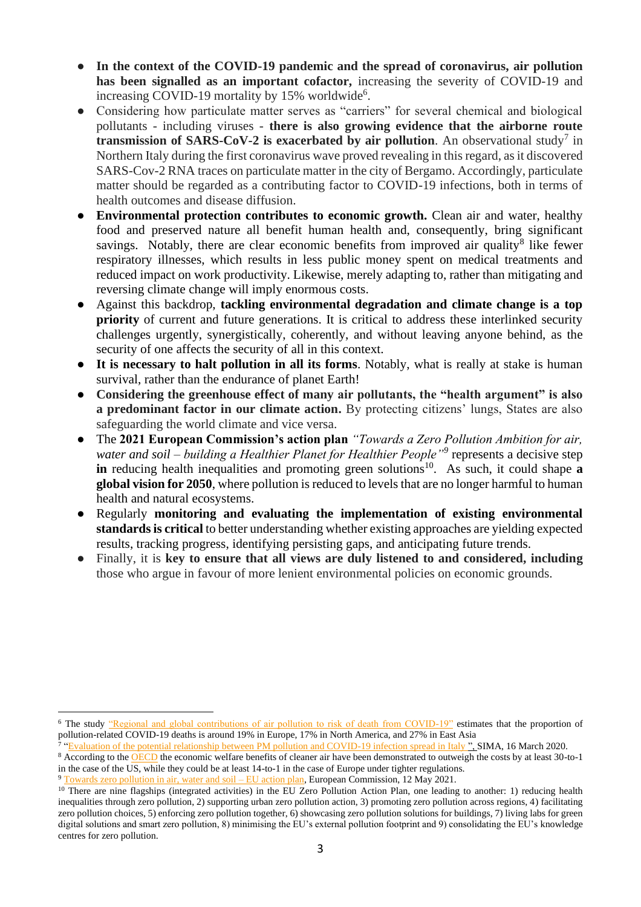- **In the context of the COVID-19 pandemic and the spread of coronavirus, air pollution has been signalled as an important cofactor,** increasing the severity of COVID-19 and increasing COVID-19 mortality by 15% worldwide[6].
- Considering how particulate matter serves as "carriers" for several chemical and biological pollutants - including viruses - **there is also growing evidence that the airborne route transmission of SARS-CoV-2 is exacerbated by air pollution**. An observational study[7] in Northern Italy during the first coronavirus wave proved revealing in this regard, as it discovered SARS-Cov-2 RNA traces on particulate matter in the city of Bergamo. Accordingly, particulate matter should be regarded as a contributing factor to COVID-19 infections, both in terms of health outcomes and disease diffusion.
- **Environmental protection contributes to economic growth.** Clean air and water, healthy food and preserved nature all benefit human health and, consequently, bring significant savings. Notably, there are clear economic benefits from improved air quality[8] like fewer respiratory illnesses, which results in less public money spent on medical treatments and reduced impact on work productivity. Likewise, merely adapting to, rather than mitigating and reversing climate change will imply enormous costs.
- Against this backdrop, **tackling environmental degradation and climate change is a top priority** of current and future generations. It is critical to address these interlinked security challenges urgently, synergistically, coherently, and without leaving anyone behind, as the security of one affects the security of all in this context.
- **It is necessary to halt pollution in all its forms**. Notably, what is really at stake is human survival, rather than the endurance of planet Earth!
- **Considering the greenhouse effect of many air pollutants, the "health argument" is also a predominant factor in our climate action.** By protecting citizens' lungs, States are also safeguarding the world climate and vice versa.
- The **2021 European Commission's action plan** *"Towards a Zero Pollution Ambition for air, water and soil – building a Healthier Planet for Healthier People"*[9] represents a decisive step **in** reducing health inequalities and promoting green solutions[10]. As such, it could shape **a global vision for 2050**, where pollution is reduced to levels that are no longer harmful to human health and natural ecosystems.
- Regularly **monitoring and evaluating the implementation of existing environmental standards is critical** to better understanding whether existing approaches are yielding expected results, tracking progress, identifying persisting gaps, and anticipating future trends.
- Finally, it is **key to ensure that all views are duly listened to and considered, including** those who argue in favour of more lenient environmental policies on economic grounds.

---

[6] The study "Regional and global contributions of air pollution to risk of death from COVID-19" estimates that the proportion of pollution-related COVID-19 deaths is around 19% in Europe, 17% in North America, and 27% in East Asia

[7] "Evaluation of the potential relationship between PM pollution and COVID-19 infection spread in Italy ", SIMA, 16 March 2020.

[8] According to the OECD the economic welfare benefits of cleaner air have been demonstrated to outweigh the costs by at least 30-to-1 in the case of the US, while they could be at least 14-to-1 in the case of Europe under tighter regulations.

[9] Towards zero pollution in air, water and soil – EU action plan, European Commission, 12 May 2021.

[10] There are nine flagships (integrated activities) in the EU Zero Pollution Action Plan, one leading to another: 1) reducing health inequalities through zero pollution, 2) supporting urban zero pollution action, 3) promoting zero pollution across regions, 4) facilitating zero pollution choices, 5) enforcing zero pollution together, 6) showcasing zero pollution solutions for buildings, 7) living labs for green digital solutions and smart zero pollution, 8) minimising the EU's external pollution footprint and 9) consolidating the EU's knowledge centres for zero pollution.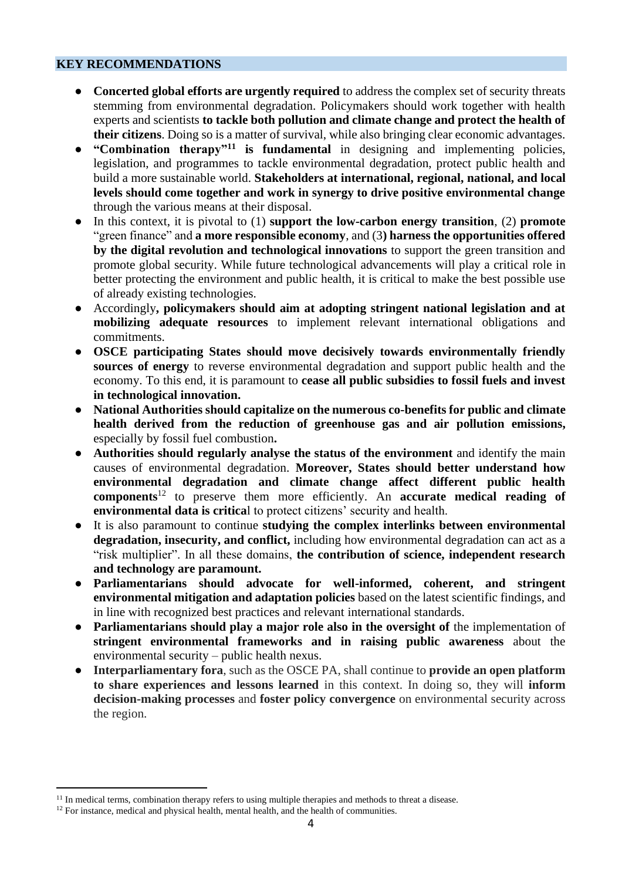## KEY RECOMMENDATIONS

- **Concerted global efforts are urgently required** to address the complex set of security threats stemming from environmental degradation. Policymakers should work together with health experts and scientists **to tackle both pollution and climate change and protect the health of their citizens**. Doing so is a matter of survival, while also bringing clear economic advantages.
- **"Combination therapy"[11] is fundamental** in designing and implementing policies, legislation, and programmes to tackle environmental degradation, protect public health and build a more sustainable world. **Stakeholders at international, regional, national, and local levels should come together and work in synergy to drive positive environmental change** through the various means at their disposal.
- In this context, it is pivotal to (1) **support the low-carbon energy transition**, (2) **promote** "green finance" and **a more responsible economy**, and (3**) harness the opportunities offered by the digital revolution and technological innovations** to support the green transition and promote global security. While future technological advancements will play a critical role in better protecting the environment and public health, it is critical to make the best possible use of already existing technologies.
- Accordingly**, policymakers should aim at adopting stringent national legislation and at mobilizing adequate resources** to implement relevant international obligations and commitments.
- **OSCE participating States should move decisively towards environmentally friendly sources of energy** to reverse environmental degradation and support public health and the economy. To this end, it is paramount to **cease all public subsidies to fossil fuels and invest in technological innovation.**
- **National Authorities should capitalize on the numerous co-benefits for public and climate health derived from the reduction of greenhouse gas and air pollution emissions,** especially by fossil fuel combustion**.**
- **Authorities should regularly analyse the status of the environment** and identify the main causes of environmental degradation. **Moreover, States should better understand how environmental degradation and climate change affect different public health components**[12] to preserve them more efficiently. An **accurate medical reading of environmental data is critica**l to protect citizens' security and health.
- It is also paramount to continue **studying the complex interlinks between environmental degradation, insecurity, and conflict,** including how environmental degradation can act as a "risk multiplier". In all these domains, **the contribution of science, independent research and technology are paramount.**
- **Parliamentarians should advocate for well-informed, coherent, and stringent environmental mitigation and adaptation policies** based on the latest scientific findings, and in line with recognized best practices and relevant international standards.
- **Parliamentarians should play a major role also in the oversight of** the implementation of **stringent environmental frameworks and in raising public awareness** about the environmental security – public health nexus.
- **Interparliamentary fora**, such as the OSCE PA, shall continue to **provide an open platform to share experiences and lessons learned** in this context. In doing so, they will **inform decision-making processes** and **foster policy convergence** on environmental security across the region.

---

[11] In medical terms, combination therapy refers to using multiple therapies and methods to threat a disease.

[12] For instance, medical and physical health, mental health, and the health of communities.